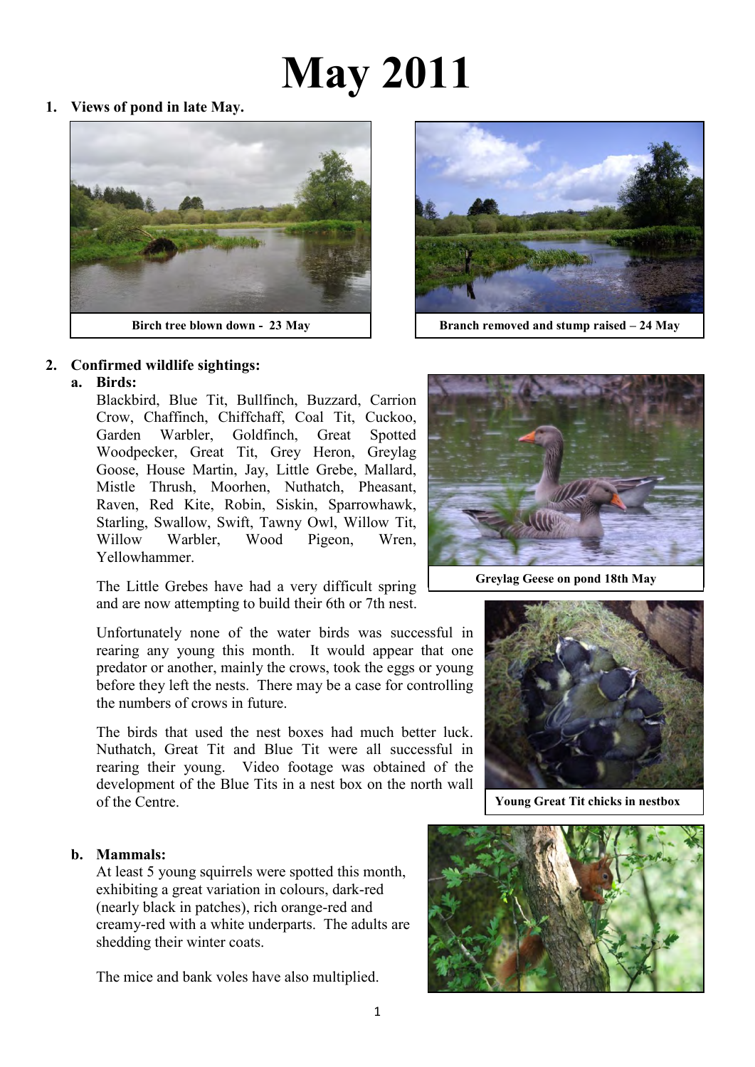# May 2011

1. **Views of pond in late May.**

Birch tree blown down - 23 May

Branch removed and stump raised – 24 May

2. **Confirmed wildlife sightings:**

   a. **Birds:**

   Blackbird, Blue Tit, Bullfinch, Buzzard, Carrion Crow, Chaffinch, Chiffchaff, Coal Tit, Cuckoo, Garden Warbler, Goldfinch, Great Spotted Woodpecker, Great Tit, Grey Heron, Greylag Goose, House Martin, Jay, Little Grebe, Mallard, Mistle Thrush, Moorhen, Nuthatch, Pheasant, Raven, Red Kite, Robin, Siskin, Sparrowhawk, Starling, Swallow, Swift, Tawny Owl, Willow Tit, Willow Warbler, Wood Pigeon, Wren, Yellowhammer.

   The Little Grebes have had a very difficult spring and are now attempting to build their 6th or 7th nest.

   Unfortunately none of the water birds was successful in rearing any young this month. It would appear that one predator or another, mainly the crows, took the eggs or young before they left the nests. There may be a case for controlling the numbers of crows in future.

   The birds that used the nest boxes had much better luck. Nuthatch, Great Tit and Blue Tit were all successful in rearing their young. Video footage was obtained of the development of the Blue Tits in a nest box on the north wall of the Centre.

   Greylag Geese on pond 18th May

   Young Great Tit chicks in nestbox

   b. **Mammals:**

   At least 5 young squirrels were spotted this month, exhibiting a great variation in colours, dark-red (nearly black in patches), rich orange-red and creamy-red with a white underparts. The adults are shedding their winter coats.

   The mice and bank voles have also multiplied.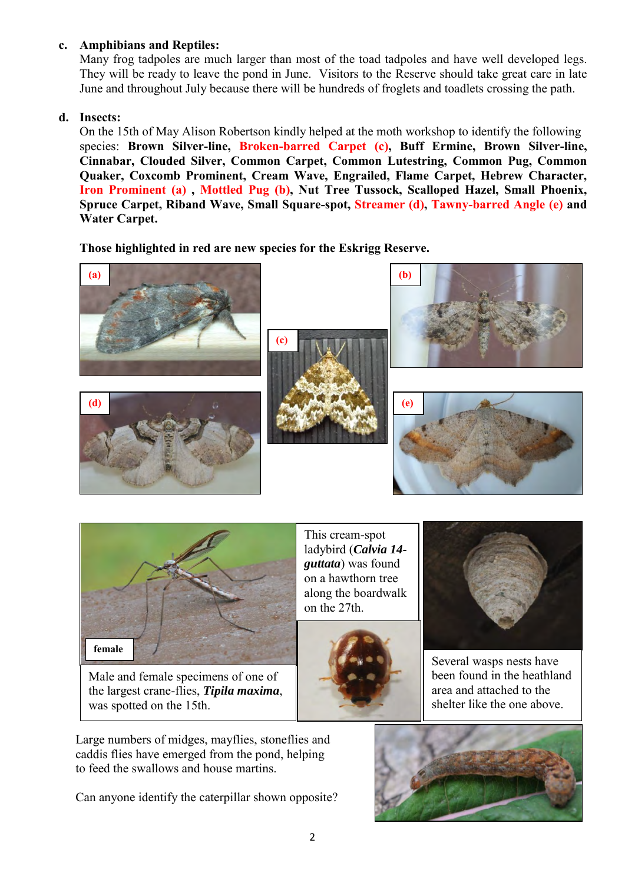**c. Amphibians and Reptiles:**

Many frog tadpoles are much larger than most of the toad tadpoles and have well developed legs. They will be ready to leave the pond in June. Visitors to the Reserve should take great care in late June and throughout July because there will be hundreds of froglets and toadlets crossing the path.

**d. Insects:**

On the 15th of May Alison Robertson kindly helped at the moth workshop to identify the following species: **Brown Silver-line, Broken-barred Carpet (c), Buff Ermine, Brown Silver-line, Cinnabar, Clouded Silver, Common Carpet, Common Lutestring, Common Pug, Common Quaker, Coxcomb Prominent, Cream Wave, Engrailed, Flame Carpet, Hebrew Character, Iron Prominent (a) , Mottled Pug (b), Nut Tree Tussock, Scalloped Hazel, Small Phoenix, Spruce Carpet, Riband Wave, Small Square-spot, Streamer (d), Tawny-barred Angle (e)** and **Water Carpet.**

**Those highlighted in red are new species for the Eskrigg Reserve.**

(a)

(b)

(c)

(d)

(e)

female

Male and female specimens of one of the largest crane-flies, ***Tipila maxima***, was spotted on the 15th.

This cream-spot ladybird (***Calvia 14-guttata***) was found on a hawthorn tree along the boardwalk on the 27th.

Several wasps nests have been found in the heathland area and attached to the shelter like the one above.

Large numbers of midges, mayflies, stoneflies and caddis flies have emerged from the pond, helping to feed the swallows and house martins.

Can anyone identify the caterpillar shown opposite?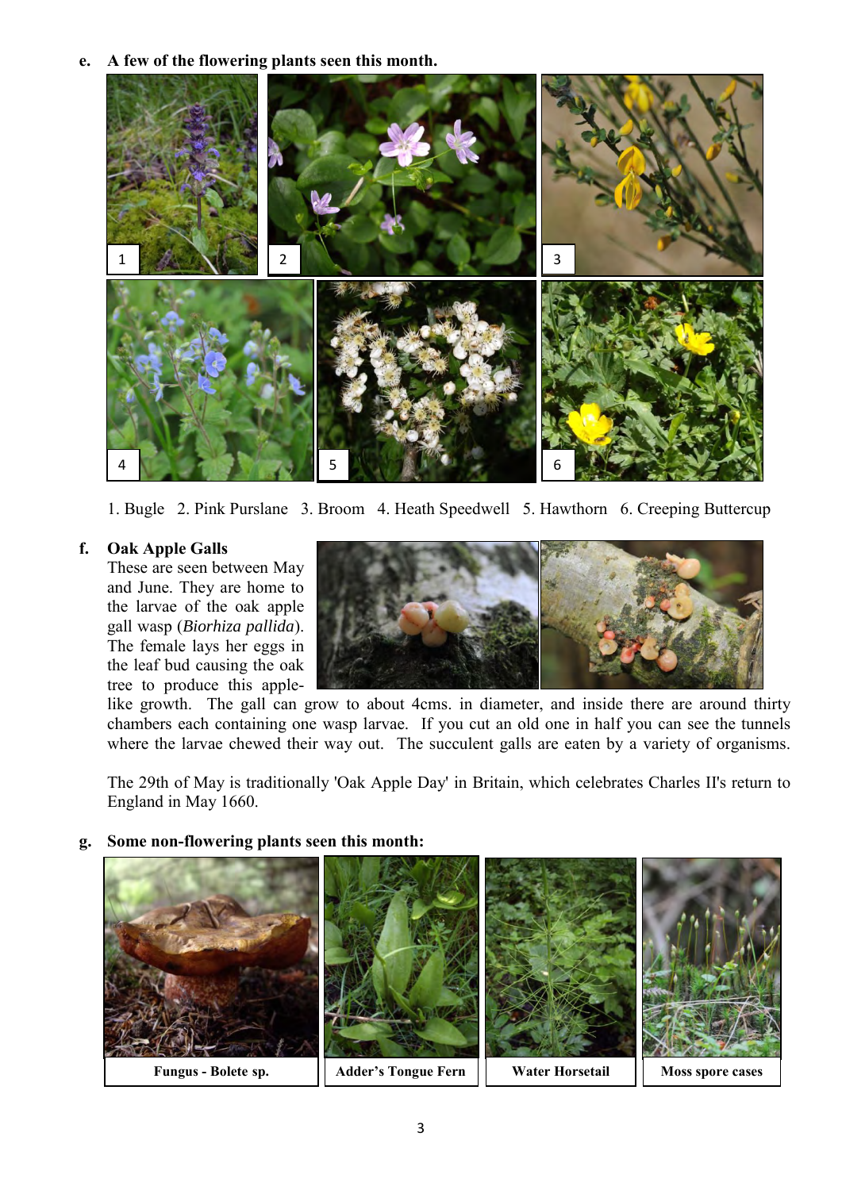**e. A few of the flowering plants seen this month.**

1. Bugle 2. Pink Purslane 3. Broom 4. Heath Speedwell 5. Hawthorn 6. Creeping Buttercup

**f. Oak Apple Galls**

These are seen between May and June. They are home to the larvae of the oak apple gall wasp (*Biorhiza pallida*). The female lays her eggs in the leaf bud causing the oak tree to produce this apple-like growth. The gall can grow to about 4cms. in diameter, and inside there are around thirty chambers each containing one wasp larvae. If you cut an old one in half you can see the tunnels where the larvae chewed their way out. The succulent galls are eaten by a variety of organisms.

The 29th of May is traditionally 'Oak Apple Day' in Britain, which celebrates Charles II's return to England in May 1660.

**g. Some non-flowering plants seen this month:**

**Fungus - Bolete sp.**

**Adder's Tongue Fern**

**Water Horsetail**

**Moss spore cases**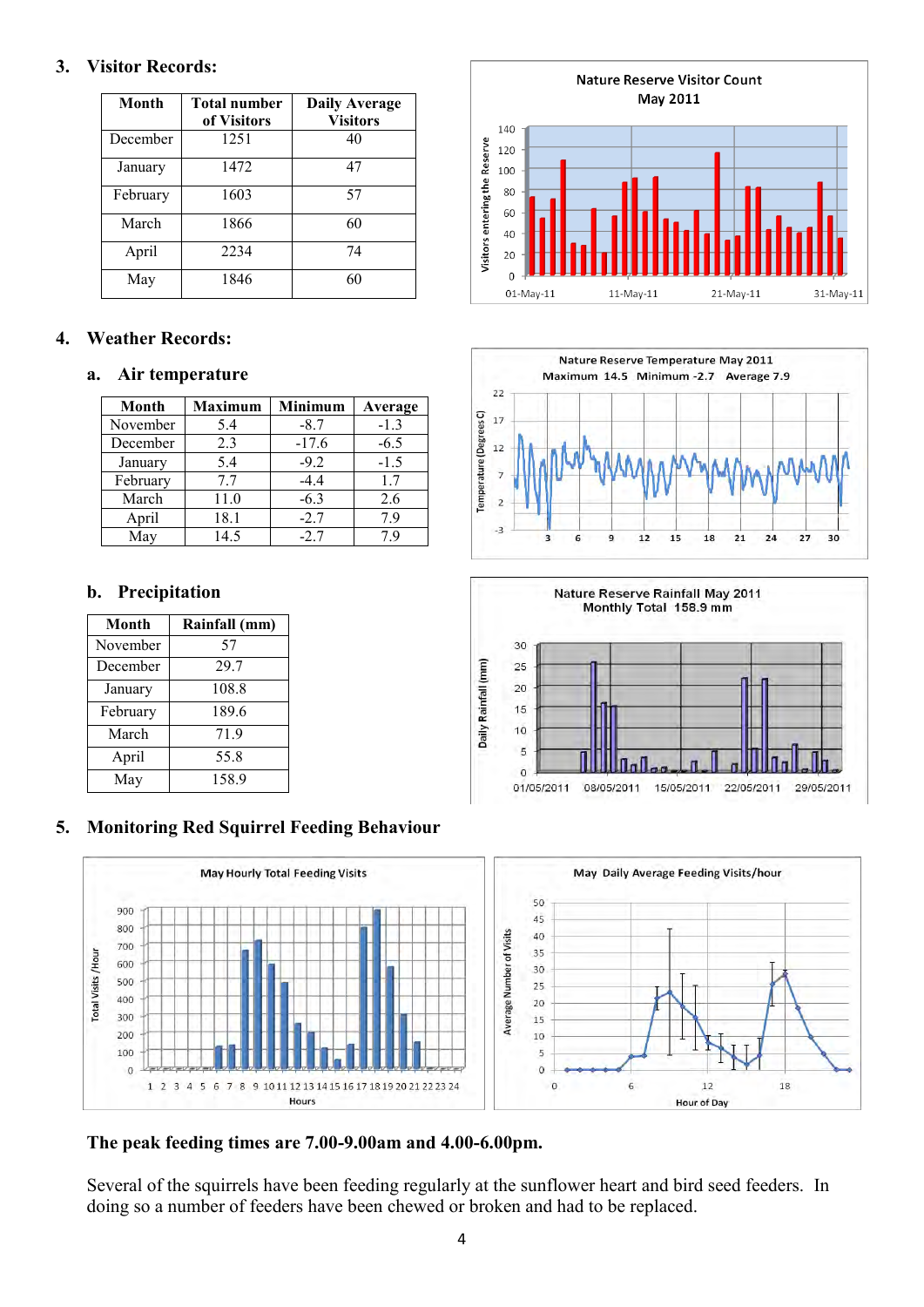## 3. Visitor Records:

| Month | Total number of Visitors | Daily Average Visitors |
|---|---|---|
| December | 1251 | 40 |
| January | 1472 | 47 |
| February | 1603 | 57 |
| March | 1866 | 60 |
| April | 2234 | 74 |
| May | 1846 | 60 |

## 4. Weather Records:

### a. Air temperature

| Month | Maximum | Minimum | Average |
|---|---|---|---|
| November | 5.4 | -8.7 | -1.3 |
| December | 2.3 | -17.6 | -6.5 |
| January | 5.4 | -9.2 | -1.5 |
| February | 7.7 | -4.4 | 1.7 |
| March | 11.0 | -6.3 | 2.6 |
| April | 18.1 | -2.7 | 7.9 |
| May | 14.5 | -2.7 | 7.9 |

### b. Precipitation

| Month | Rainfall (mm) |
|---|---|
| November | 57 |
| December | 29.7 |
| January | 108.8 |
| February | 189.6 |
| March | 71.9 |
| April | 55.8 |
| May | 158.9 |

## 5. Monitoring Red Squirrel Feeding Behaviour

**The peak feeding times are 7.00-9.00am and 4.00-6.00pm.**

Several of the squirrels have been feeding regularly at the sunflower heart and bird seed feeders. In doing so a number of feeders have been chewed or broken and had to be replaced.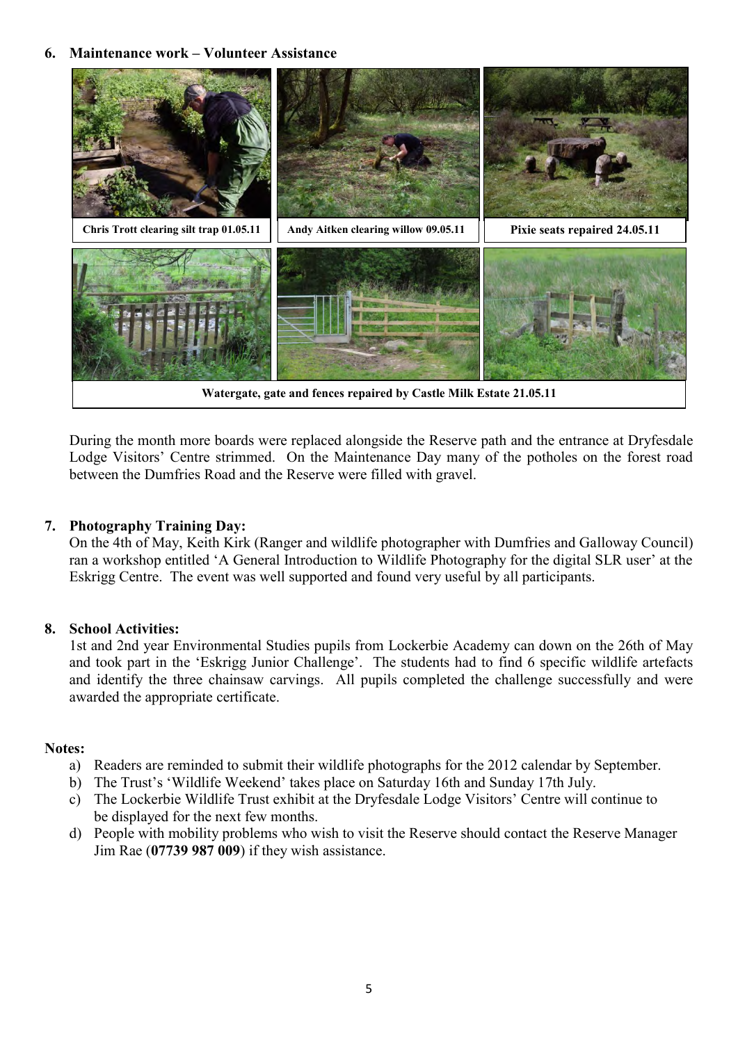## 6. Maintenance work – Volunteer Assistance

**Chris Trott clearing silt trap 01.05.11**

**Andy Aitken clearing willow 09.05.11**

**Pixie seats repaired 24.05.11**

**Watergate, gate and fences repaired by Castle Milk Estate 21.05.11**

During the month more boards were replaced alongside the Reserve path and the entrance at Dryfesdale Lodge Visitors' Centre strimmed. On the Maintenance Day many of the potholes on the forest road between the Dumfries Road and the Reserve were filled with gravel.

## 7. Photography Training Day:

On the 4th of May, Keith Kirk (Ranger and wildlife photographer with Dumfries and Galloway Council) ran a workshop entitled 'A General Introduction to Wildlife Photography for the digital SLR user' at the Eskrigg Centre. The event was well supported and found very useful by all participants.

## 8. School Activities:

1st and 2nd year Environmental Studies pupils from Lockerbie Academy can down on the 26th of May and took part in the 'Eskrigg Junior Challenge'. The students had to find 6 specific wildlife artefacts and identify the three chainsaw carvings. All pupils completed the challenge successfully and were awarded the appropriate certificate.

**Notes:**

a) Readers are reminded to submit their wildlife photographs for the 2012 calendar by September.
b) The Trust's 'Wildlife Weekend' takes place on Saturday 16th and Sunday 17th July.
c) The Lockerbie Wildlife Trust exhibit at the Dryfesdale Lodge Visitors' Centre will continue to be displayed for the next few months.
d) People with mobility problems who wish to visit the Reserve should contact the Reserve Manager Jim Rae (**07739 987 009**) if they wish assistance.